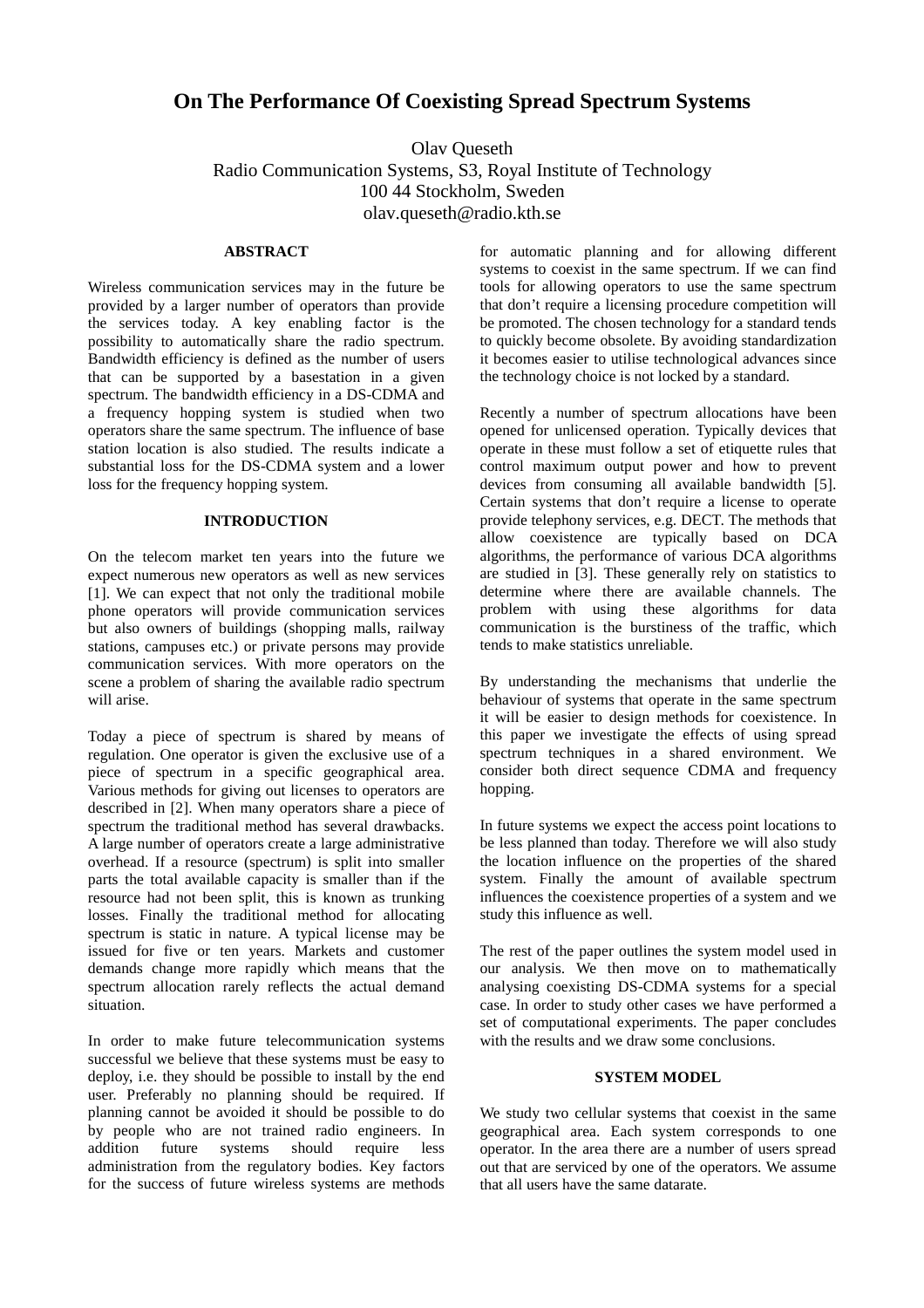# On The Performance Of Coexisting Spread Spectrum Systems

Olav Queseth
Radio Communication Systems, S3, Royal Institute of Technology
100 44 Stockholm, Sweden
olav.queseth@radio.kth.se

## ABSTRACT

Wireless communication services may in the future be provided by a larger number of operators than provide the services today. A key enabling factor is the possibility to automatically share the radio spectrum. Bandwidth efficiency is defined as the number of users that can be supported by a basestation in a given spectrum. The bandwidth efficiency in a DS-CDMA and a frequency hopping system is studied when two operators share the same spectrum. The influence of base station location is also studied. The results indicate a substantial loss for the DS-CDMA system and a lower loss for the frequency hopping system.

## INTRODUCTION

On the telecom market ten years into the future we expect numerous new operators as well as new services [1]. We can expect that not only the traditional mobile phone operators will provide communication services but also owners of buildings (shopping malls, railway stations, campuses etc.) or private persons may provide communication services. With more operators on the scene a problem of sharing the available radio spectrum will arise.

Today a piece of spectrum is shared by means of regulation. One operator is given the exclusive use of a piece of spectrum in a specific geographical area. Various methods for giving out licenses to operators are described in [2]. When many operators share a piece of spectrum the traditional method has several drawbacks. A large number of operators create a large administrative overhead. If a resource (spectrum) is split into smaller parts the total available capacity is smaller than if the resource had not been split, this is known as trunking losses. Finally the traditional method for allocating spectrum is static in nature. A typical license may be issued for five or ten years. Markets and customer demands change more rapidly which means that the spectrum allocation rarely reflects the actual demand situation.

In order to make future telecommunication systems successful we believe that these systems must be easy to deploy, i.e. they should be possible to install by the end user. Preferably no planning should be required. If planning cannot be avoided it should be possible to do by people who are not trained radio engineers. In addition future systems should require less administration from the regulatory bodies. Key factors for the success of future wireless systems are methods for automatic planning and for allowing different systems to coexist in the same spectrum. If we can find tools for allowing operators to use the same spectrum that don't require a licensing procedure competition will be promoted. The chosen technology for a standard tends to quickly become obsolete. By avoiding standardization it becomes easier to utilise technological advances since the technology choice is not locked by a standard.

Recently a number of spectrum allocations have been opened for unlicensed operation. Typically devices that operate in these must follow a set of etiquette rules that control maximum output power and how to prevent devices from consuming all available bandwidth [5]. Certain systems that don't require a license to operate provide telephony services, e.g. DECT. The methods that allow coexistence are typically based on DCA algorithms, the performance of various DCA algorithms are studied in [3]. These generally rely on statistics to determine where there are available channels. The problem with using these algorithms for data communication is the burstiness of the traffic, which tends to make statistics unreliable.

By understanding the mechanisms that underlie the behaviour of systems that operate in the same spectrum it will be easier to design methods for coexistence. In this paper we investigate the effects of using spread spectrum techniques in a shared environment. We consider both direct sequence CDMA and frequency hopping.

In future systems we expect the access point locations to be less planned than today. Therefore we will also study the location influence on the properties of the shared system. Finally the amount of available spectrum influences the coexistence properties of a system and we study this influence as well.

The rest of the paper outlines the system model used in our analysis. We then move on to mathematically analysing coexisting DS-CDMA systems for a special case. In order to study other cases we have performed a set of computational experiments. The paper concludes with the results and we draw some conclusions.

## SYSTEM MODEL

We study two cellular systems that coexist in the same geographical area. Each system corresponds to one operator. In the area there are a number of users spread out that are serviced by one of the operators. We assume that all users have the same datarate.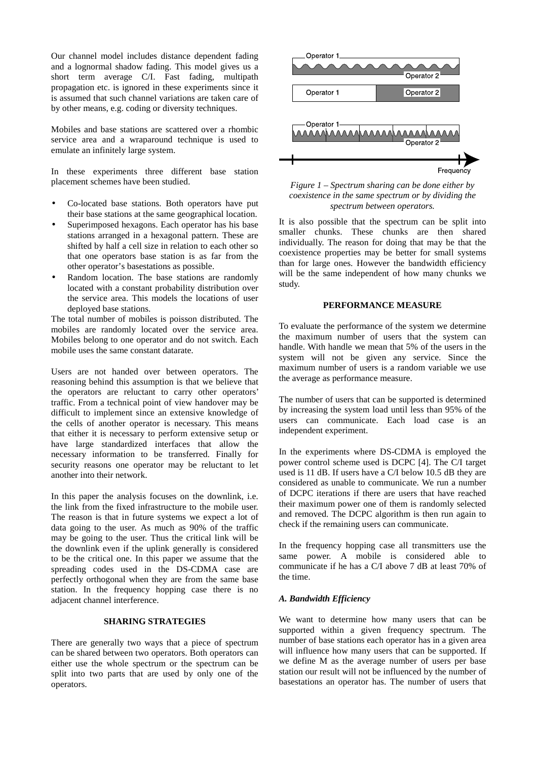Our channel model includes distance dependent fading and a lognormal shadow fading. This model gives us a short term average C/I. Fast fading, multipath propagation etc. is ignored in these experiments since it is assumed that such channel variations are taken care of by other means, e.g. coding or diversity techniques.

Mobiles and base stations are scattered over a rhombic service area and a wraparound technique is used to emulate an infinitely large system.

In these experiments three different base station placement schemes have been studied.

- Co-located base stations. Both operators have put their base stations at the same geographical location.
- Superimposed hexagons. Each operator has his base stations arranged in a hexagonal pattern. These are shifted by half a cell size in relation to each other so that one operators base station is as far from the other operator's basestations as possible.
- Random location. The base stations are randomly located with a constant probability distribution over the service area. This models the locations of user deployed base stations.

The total number of mobiles is poisson distributed. The mobiles are randomly located over the service area. Mobiles belong to one operator and do not switch. Each mobile uses the same constant datarate.

Users are not handed over between operators. The reasoning behind this assumption is that we believe that the operators are reluctant to carry other operators' traffic. From a technical point of view handover may be difficult to implement since an extensive knowledge of the cells of another operator is necessary. This means that either it is necessary to perform extensive setup or have large standardized interfaces that allow the necessary information to be transferred. Finally for security reasons one operator may be reluctant to let another into their network.

In this paper the analysis focuses on the downlink, i.e. the link from the fixed infrastructure to the mobile user. The reason is that in future systems we expect a lot of data going to the user. As much as 90% of the traffic may be going to the user. Thus the critical link will be the downlink even if the uplink generally is considered to be the critical one. In this paper we assume that the spreading codes used in the DS-CDMA case are perfectly orthogonal when they are from the same base station. In the frequency hopping case there is no adjacent channel interference.

## SHARING STRATEGIES

There are generally two ways that a piece of spectrum can be shared between two operators. Both operators can either use the whole spectrum or the spectrum can be split into two parts that are used by only one of the operators.

*Figure 1 – Spectrum sharing can be done either by coexistence in the same spectrum or by dividing the spectrum between operators.*

It is also possible that the spectrum can be split into smaller chunks. These chunks are then shared individually. The reason for doing that may be that the coexistence properties may be better for small systems than for large ones. However the bandwidth efficiency will be the same independent of how many chunks we study.

## PERFORMANCE MEASURE

To evaluate the performance of the system we determine the maximum number of users that the system can handle. With handle we mean that 5% of the users in the system will not be given any service. Since the maximum number of users is a random variable we use the average as performance measure.

The number of users that can be supported is determined by increasing the system load until less than 95% of the users can communicate. Each load case is an independent experiment.

In the experiments where DS-CDMA is employed the power control scheme used is DCPC [4]. The C/I target used is 11 dB. If users have a C/I below 10.5 dB they are considered as unable to communicate. We run a number of DCPC iterations if there are users that have reached their maximum power one of them is randomly selected and removed. The DCPC algorithm is then run again to check if the remaining users can communicate.

In the frequency hopping case all transmitters use the same power. A mobile is considered able to communicate if he has a C/I above 7 dB at least 70% of the time.

### *A. Bandwidth Efficiency*

We want to determine how many users that can be supported within a given frequency spectrum. The number of base stations each operator has in a given area will influence how many users that can be supported. If we define M as the average number of users per base station our result will not be influenced by the number of basestations an operator has. The number of users that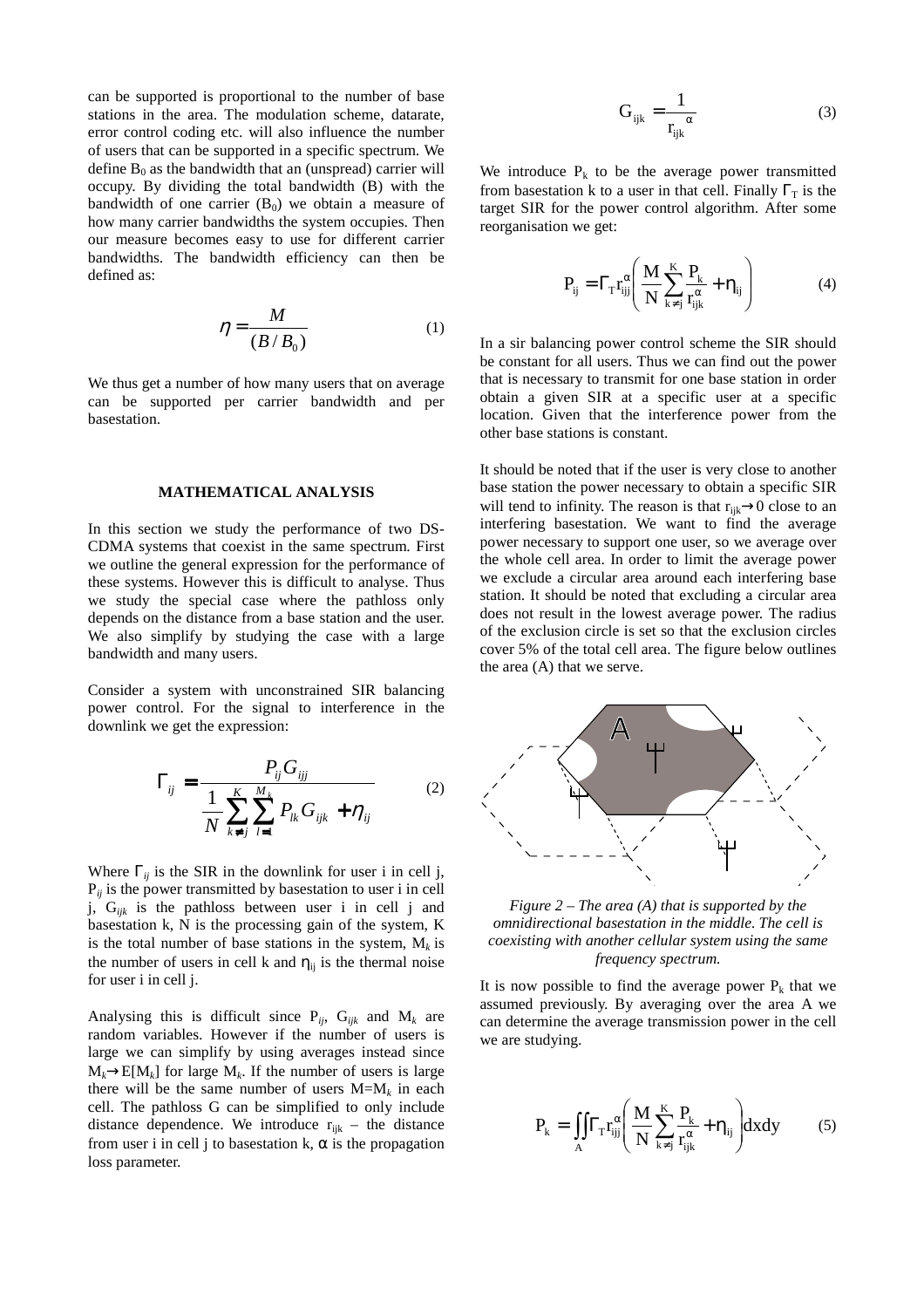can be supported is proportional to the number of base stations in the area. The modulation scheme, datarate, error control coding etc. will also influence the number of users that can be supported in a specific spectrum. We define $B_0$ as the bandwidth that an (unspread) carrier will occupy. By dividing the total bandwidth (B) with the bandwidth of one carrier ($B_0$) we obtain a measure of how many carrier bandwidths the system occupies. Then our measure becomes easy to use for different carrier bandwidths. The bandwidth efficiency can then be defined as:

$$\eta = \frac{M}{(B/B_0)} \tag{1}$$

We thus get a number of how many users that on average can be supported per carrier bandwidth and per basestation.

## MATHEMATICAL ANALYSIS

In this section we study the performance of two DS-CDMA systems that coexist in the same spectrum. First we outline the general expression for the performance of these systems. However this is difficult to analyse. Thus we study the special case where the pathloss only depends on the distance from a base station and the user. We also simplify by studying the case with a large bandwidth and many users.

Consider a system with unconstrained SIR balancing power control. For the signal to interference in the downlink we get the expression:

$$\Gamma_{ij} = \frac{P_{ij} G_{ijj}}{\frac{1}{N} \sum_{k \neq j}^{K} \sum_{l=1}^{M_k} P_{lk} G_{ijk} + \eta_{ij}} \tag{2}$$

Where $\Gamma_{ij}$ is the SIR in the downlink for user i in cell j, $P_{ij}$ is the power transmitted by basestation to user i in cell j, $G_{ijk}$ is the pathloss between user i in cell j and basestation k, N is the processing gain of the system, K is the total number of base stations in the system, $M_k$ is the number of users in cell k and $\eta_{ij}$ is the thermal noise for user i in cell j.

Analysing this is difficult since $P_{ij}$, $G_{ijk}$ and $M_k$ are random variables. However if the number of users is large we can simplify by using averages instead since $M_k \rightarrow E[M_k]$ for large $M_k$. If the number of users is large there will be the same number of users $M=M_k$ in each cell. The pathloss G can be simplified to only include distance dependence. We introduce $r_{ijk}$ – the distance from user i in cell j to basestation k, $\alpha$ is the propagation loss parameter.

$$G_{ijk} = \frac{1}{r_{ijk}^{\alpha}} \tag{3}$$

We introduce $P_k$ to be the average power transmitted from basestation k to a user in that cell. Finally $\Gamma_T$ is the target SIR for the power control algorithm. After some reorganisation we get:

$$P_{ij} = \Gamma_T r_{ijj}^{\alpha} \left( \frac{M}{N} \sum_{k \neq j}^{K} \frac{P_k}{r_{ijk}^{\alpha}} + \eta_{ij} \right) \tag{4}$$

In a sir balancing power control scheme the SIR should be constant for all users. Thus we can find out the power that is necessary to transmit for one base station in order obtain a given SIR at a specific user at a specific location. Given that the interference power from the other base stations is constant.

It should be noted that if the user is very close to another base station the power necessary to obtain a specific SIR will tend to infinity. The reason is that $r_{ijk} \rightarrow 0$ close to an interfering basestation. We want to find the average power necessary to support one user, so we average over the whole cell area. In order to limit the average power we exclude a circular area around each interfering base station. It should be noted that excluding a circular area does not result in the lowest average power. The radius of the exclusion circle is set so that the exclusion circles cover 5% of the total cell area. The figure below outlines the area (A) that we serve.

*Figure 2 – The area (A) that is supported by the omnidirectional basestation in the middle. The cell is coexisting with another cellular system using the same frequency spectrum.*

It is now possible to find the average power $P_k$ that we assumed previously. By averaging over the area A we can determine the average transmission power in the cell we are studying.

$$P_k = \iint_A \Gamma_T r_{ijj}^{\alpha} \left( \frac{M}{N} \sum_{k \neq j}^{K} \frac{P_k}{r_{ijk}^{\alpha}} + \eta_{ij} \right) dxdy \tag{5}$$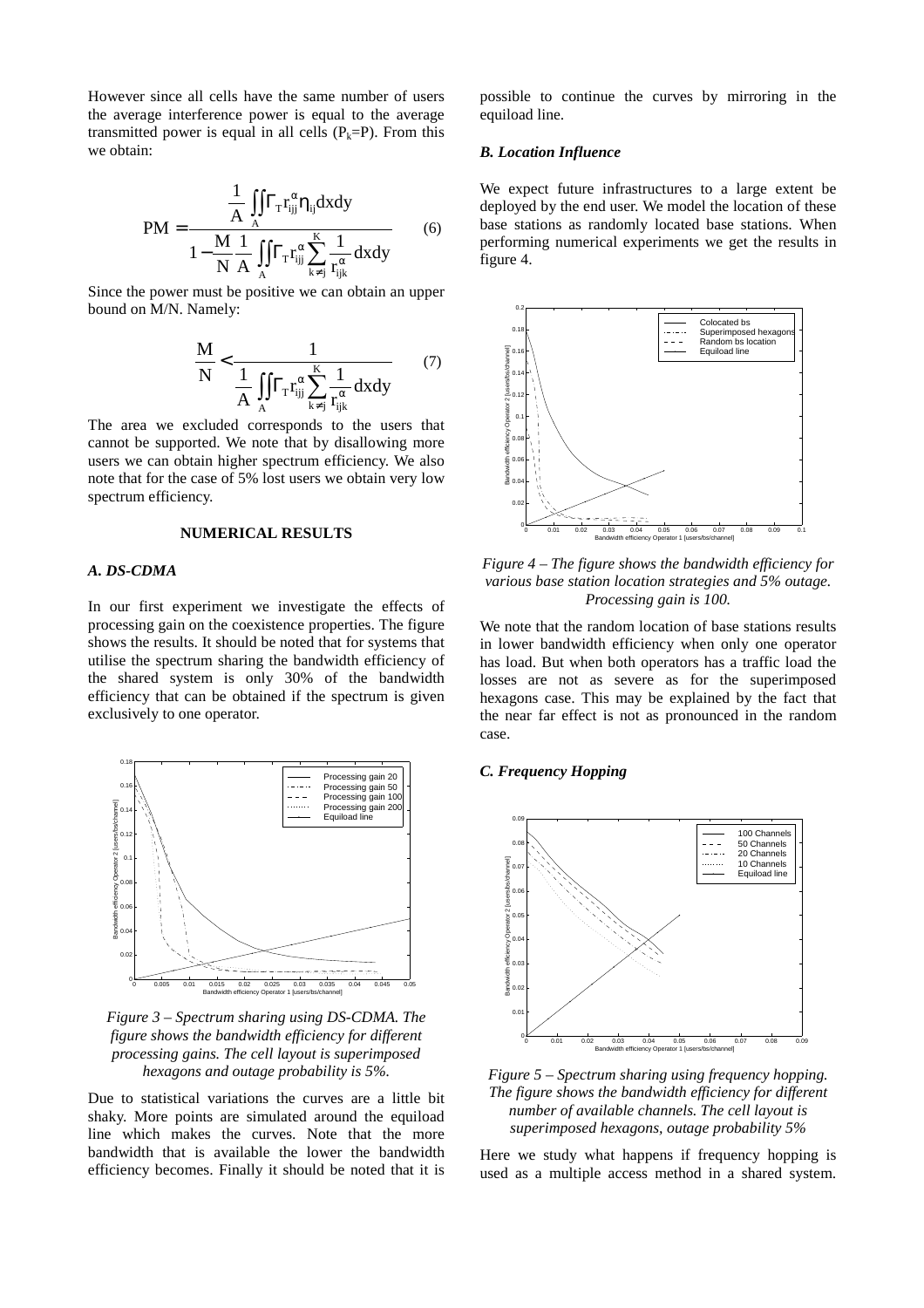However since all cells have the same number of users the average interference power is equal to the average transmitted power is equal in all cells ($P_k$=P). From this we obtain:

$$PM = \frac{\frac{1}{A}\iint_A \Gamma_T r_{ijj}^{\alpha} \eta_{ij} dxdy}{1 - \frac{M}{N}\frac{1}{A}\iint_A \Gamma_T r_{ijj}^{\alpha} \sum_{k \neq j}^{K} \frac{1}{r_{ijk}^{\alpha}} dxdy} \quad (6)$$

Since the power must be positive we can obtain an upper bound on M/N. Namely:

$$\frac{M}{N} < \frac{1}{\frac{1}{A}\iint_A \Gamma_T r_{ijj}^{\alpha} \sum_{k \neq j}^{K} \frac{1}{r_{ijk}^{\alpha}} dxdy} \quad (7)$$

The area we excluded corresponds to the users that cannot be supported. We note that by disallowing more users we can obtain higher spectrum efficiency. We also note that for the case of 5% lost users we obtain very low spectrum efficiency.

## NUMERICAL RESULTS

### *A. DS-CDMA*

In our first experiment we investigate the effects of processing gain on the coexistence properties. The figure shows the results. It should be noted that for systems that utilise the spectrum sharing the bandwidth efficiency of the shared system is only 30% of the bandwidth efficiency that can be obtained if the spectrum is given exclusively to one operator.

*Figure 3 – Spectrum sharing using DS-CDMA. The figure shows the bandwidth efficiency for different processing gains. The cell layout is superimposed hexagons and outage probability is 5%.*

Due to statistical variations the curves are a little bit shaky. More points are simulated around the equiload line which makes the curves. Note that the more bandwidth that is available the lower the bandwidth efficiency becomes. Finally it should be noted that it is possible to continue the curves by mirroring in the equiload line.

### *B. Location Influence*

We expect future infrastructures to a large extent be deployed by the end user. We model the location of these base stations as randomly located base stations. When performing numerical experiments we get the results in figure 4.

*Figure 4 – The figure shows the bandwidth efficiency for various base station location strategies and 5% outage. Processing gain is 100.*

We note that the random location of base stations results in lower bandwidth efficiency when only one operator has load. But when both operators has a traffic load the losses are not as severe as for the superimposed hexagons case. This may be explained by the fact that the near far effect is not as pronounced in the random case.

### *C. Frequency Hopping*

*Figure 5 – Spectrum sharing using frequency hopping. The figure shows the bandwidth efficiency for different number of available channels. The cell layout is superimposed hexagons, outage probability 5%*

Here we study what happens if frequency hopping is used as a multiple access method in a shared system.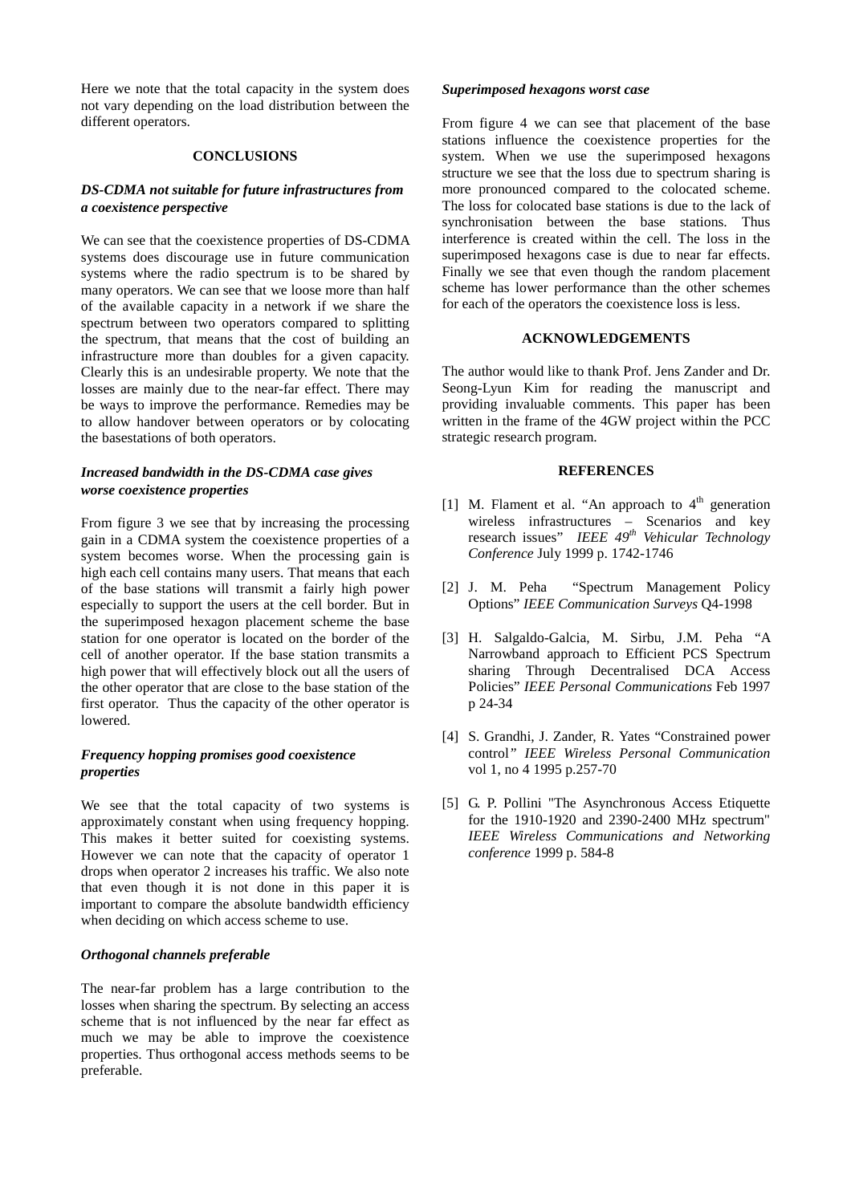Here we note that the total capacity in the system does not vary depending on the load distribution between the different operators.

## CONCLUSIONS

### *DS-CDMA not suitable for future infrastructures from a coexistence perspective*

We can see that the coexistence properties of DS-CDMA systems does discourage use in future communication systems where the radio spectrum is to be shared by many operators. We can see that we loose more than half of the available capacity in a network if we share the spectrum between two operators compared to splitting the spectrum, that means that the cost of building an infrastructure more than doubles for a given capacity. Clearly this is an undesirable property. We note that the losses are mainly due to the near-far effect. There may be ways to improve the performance. Remedies may be to allow handover between operators or by colocating the basestations of both operators.

### *Increased bandwidth in the DS-CDMA case gives worse coexistence properties*

From figure 3 we see that by increasing the processing gain in a CDMA system the coexistence properties of a system becomes worse. When the processing gain is high each cell contains many users. That means that each of the base stations will transmit a fairly high power especially to support the users at the cell border. But in the superimposed hexagon placement scheme the base station for one operator is located on the border of the cell of another operator. If the base station transmits a high power that will effectively block out all the users of the other operator that are close to the base station of the first operator. Thus the capacity of the other operator is lowered.

### *Frequency hopping promises good coexistence properties*

We see that the total capacity of two systems is approximately constant when using frequency hopping. This makes it better suited for coexisting systems. However we can note that the capacity of operator 1 drops when operator 2 increases his traffic. We also note that even though it is not done in this paper it is important to compare the absolute bandwidth efficiency when deciding on which access scheme to use.

### *Orthogonal channels preferable*

The near-far problem has a large contribution to the losses when sharing the spectrum. By selecting an access scheme that is not influenced by the near far effect as much we may be able to improve the coexistence properties. Thus orthogonal access methods seems to be preferable.

### *Superimposed hexagons worst case*

From figure 4 we can see that placement of the base stations influence the coexistence properties for the system. When we use the superimposed hexagons structure we see that the loss due to spectrum sharing is more pronounced compared to the colocated scheme. The loss for colocated base stations is due to the lack of synchronisation between the base stations. Thus interference is created within the cell. The loss in the superimposed hexagons case is due to near far effects. Finally we see that even though the random placement scheme has lower performance than the other schemes for each of the operators the coexistence loss is less.

## ACKNOWLEDGEMENTS

The author would like to thank Prof. Jens Zander and Dr. Seong-Lyun Kim for reading the manuscript and providing invaluable comments. This paper has been written in the frame of the 4GW project within the PCC strategic research program.

## REFERENCES

[1] M. Flament et al. "An approach to 4$^{th}$ generation wireless infrastructures – Scenarios and key research issues" *IEEE 49$^{th}$ Vehicular Technology Conference* July 1999 p. 1742-1746

[2] J. M. Peha "Spectrum Management Policy Options" *IEEE Communication Surveys* Q4-1998

[3] H. Salgaldo-Galcia, M. Sirbu, J.M. Peha "A Narrowband approach to Efficient PCS Spectrum sharing Through Decentralised DCA Access Policies" *IEEE Personal Communications* Feb 1997 p 24-34

[4] S. Grandhi, J. Zander, R. Yates "Constrained power control" *IEEE Wireless Personal Communication* vol 1, no 4 1995 p.257-70

[5] G. P. Pollini "The Asynchronous Access Etiquette for the 1910-1920 and 2390-2400 MHz spectrum" *IEEE Wireless Communications and Networking conference* 1999 p. 584-8